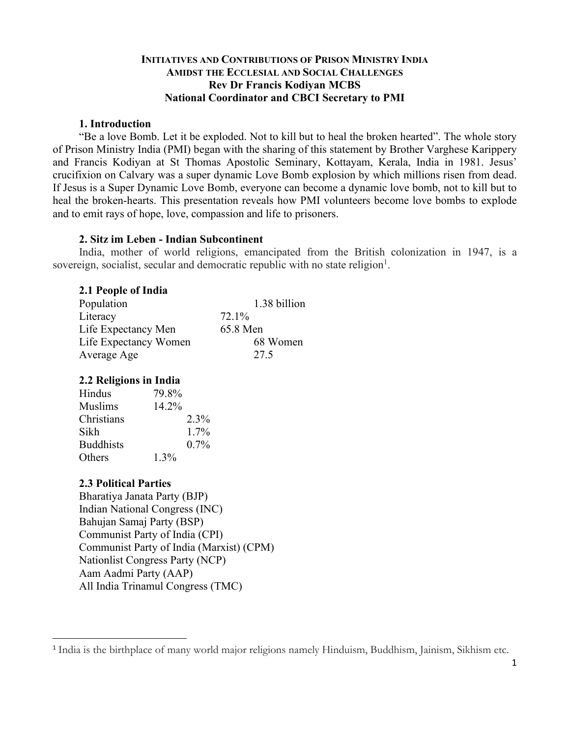# INITIATIVES AND CONTRIBUTIONS OF PRISON MINISTRY INDIA AMIDST THE ECCLESIAL AND SOCIAL CHALLENGES

**Rev Dr Francis Kodiyan MCBS**
**National Coordinator and CBCI Secretary to PMI**

## 1. Introduction

"Be a love Bomb. Let it be exploded. Not to kill but to heal the broken hearted". The whole story of Prison Ministry India (PMI) began with the sharing of this statement by Brother Varghese Karippery and Francis Kodiyan at St Thomas Apostolic Seminary, Kottayam, Kerala, India in 1981. Jesus' crucifixion on Calvary was a super dynamic Love Bomb explosion by which millions risen from dead. If Jesus is a Super Dynamic Love Bomb, everyone can become a dynamic love bomb, not to kill but to heal the broken-hearts. This presentation reveals how PMI volunteers become love bombs to explode and to emit rays of hope, love, compassion and life to prisoners.

## 2. Sitz im Leben - Indian Subcontinent

India, mother of world religions, emancipated from the British colonization in 1947, is a sovereign, socialist, secular and democratic republic with no state religion[1].

### 2.1 People of India

| | |
|---|---|
| Population | 1.38 billion |
| Literacy | 72.1% |
| Life Expectancy Men | 65.8 Men |
| Life Expectancy Women | 68 Women |
| Average Age | 27.5 |

### 2.2 Religions in India

| | |
|---|---|
| Hindus | 79.8% |
| Muslims | 14.2% |
| Christians | 2.3% |
| Sikh | 1.7% |
| Buddhists | 0.7% |
| Others | 1.3% |

### 2.3 Political Parties

Bharatiya Janata Party (BJP)
Indian National Congress (INC)
Bahujan Samaj Party (BSP)
Communist Party of India (CPI)
Communist Party of India (Marxist) (CPM)
Nationlist Congress Party (NCP)
Aam Aadmi Party (AAP)
All India Trinamul Congress (TMC)

---

[1] India is the birthplace of many world major religions namely Hinduism, Buddhism, Jainism, Sikhism etc.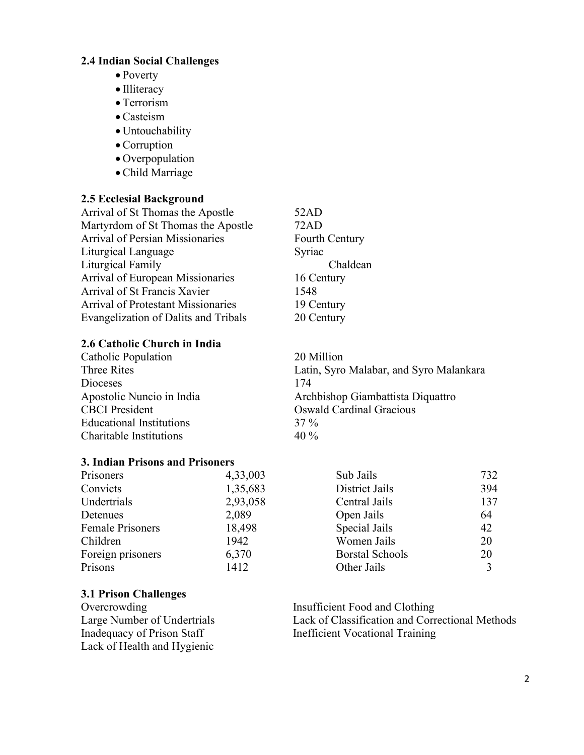**2.4 Indian Social Challenges**

- Poverty
- Illiteracy
- Terrorism
- Casteism
- Untouchability
- Corruption
- Overpopulation
- Child Marriage

**2.5 Ecclesial Background**

| | |
|---|---|
| Arrival of St Thomas the Apostle | 52AD |
| Martyrdom of St Thomas the Apostle | 72AD |
| Arrival of Persian Missionaries | Fourth Century |
| Liturgical Language | Syriac |
| Liturgical Family | Chaldean |
| Arrival of European Missionaries | 16 Century |
| Arrival of St Francis Xavier | 1548 |
| Arrival of Protestant Missionaries | 19 Century |
| Evangelization of Dalits and Tribals | 20 Century |

**2.6 Catholic Church in India**

| | |
|---|---|
| Catholic Population | 20 Million |
| Three Rites | Latin, Syro Malabar, and Syro Malankara |
| Dioceses | 174 |
| Apostolic Nuncio in India | Archbishop Giambattista Diquattro |
| CBCI President | Oswald Cardinal Gracious |
| Educational Institutions | 37 % |
| Charitable Institutions | 40 % |

**3. Indian Prisons and Prisoners**

| | | | |
|---|---|---|---|
| Prisoners | 4,33,003 | Sub Jails | 732 |
| Convicts | 1,35,683 | District Jails | 394 |
| Undertrials | 2,93,058 | Central Jails | 137 |
| Detenues | 2,089 | Open Jails | 64 |
| Female Prisoners | 18,498 | Special Jails | 42 |
| Children | 1942 | Women Jails | 20 |
| Foreign prisoners | 6,370 | Borstal Schools | 20 |
| Prisons | 1412 | Other Jails | 3 |

**3.1 Prison Challenges**

Overcrowding
Large Number of Undertrials
Inadequacy of Prison Staff
Lack of Health and Hygienic
Insufficient Food and Clothing
Lack of Classification and Correctional Methods
Inefficient Vocational Training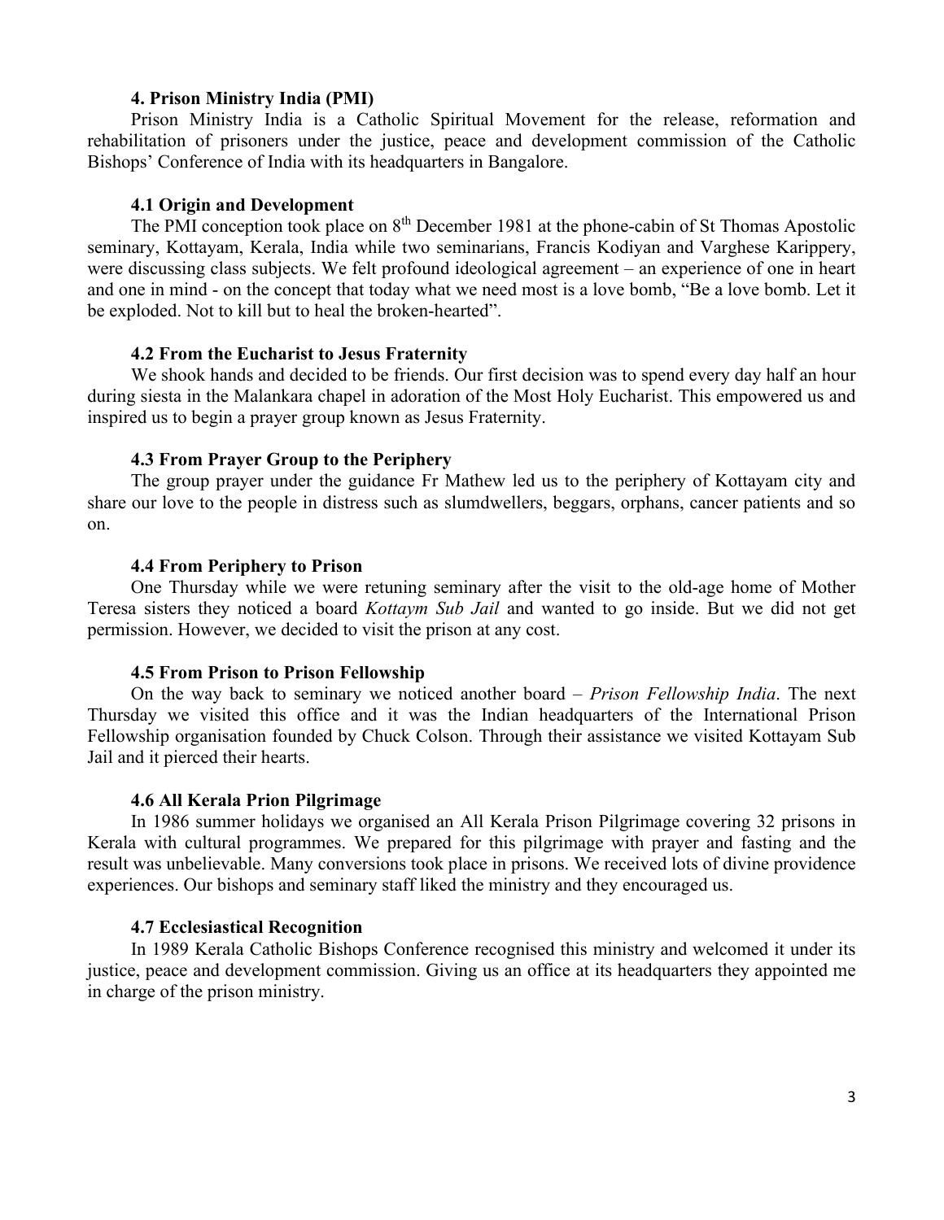### 4. Prison Ministry India (PMI)

Prison Ministry India is a Catholic Spiritual Movement for the release, reformation and rehabilitation of prisoners under the justice, peace and development commission of the Catholic Bishops' Conference of India with its headquarters in Bangalore.

#### 4.1 Origin and Development

The PMI conception took place on 8th December 1981 at the phone-cabin of St Thomas Apostolic seminary, Kottayam, Kerala, India while two seminarians, Francis Kodiyan and Varghese Karippery, were discussing class subjects. We felt profound ideological agreement – an experience of one in heart and one in mind - on the concept that today what we need most is a love bomb, "Be a love bomb. Let it be exploded. Not to kill but to heal the broken-hearted".

#### 4.2 From the Eucharist to Jesus Fraternity

We shook hands and decided to be friends. Our first decision was to spend every day half an hour during siesta in the Malankara chapel in adoration of the Most Holy Eucharist. This empowered us and inspired us to begin a prayer group known as Jesus Fraternity.

#### 4.3 From Prayer Group to the Periphery

The group prayer under the guidance Fr Mathew led us to the periphery of Kottayam city and share our love to the people in distress such as slumdwellers, beggars, orphans, cancer patients and so on.

#### 4.4 From Periphery to Prison

One Thursday while we were retuning seminary after the visit to the old-age home of Mother Teresa sisters they noticed a board *Kottaym Sub Jail* and wanted to go inside. But we did not get permission. However, we decided to visit the prison at any cost.

#### 4.5 From Prison to Prison Fellowship

On the way back to seminary we noticed another board – *Prison Fellowship India*. The next Thursday we visited this office and it was the Indian headquarters of the International Prison Fellowship organisation founded by Chuck Colson. Through their assistance we visited Kottayam Sub Jail and it pierced their hearts.

#### 4.6 All Kerala Prion Pilgrimage

In 1986 summer holidays we organised an All Kerala Prison Pilgrimage covering 32 prisons in Kerala with cultural programmes. We prepared for this pilgrimage with prayer and fasting and the result was unbelievable. Many conversions took place in prisons. We received lots of divine providence experiences. Our bishops and seminary staff liked the ministry and they encouraged us.

#### 4.7 Ecclesiastical Recognition

In 1989 Kerala Catholic Bishops Conference recognised this ministry and welcomed it under its justice, peace and development commission. Giving us an office at its headquarters they appointed me in charge of the prison ministry.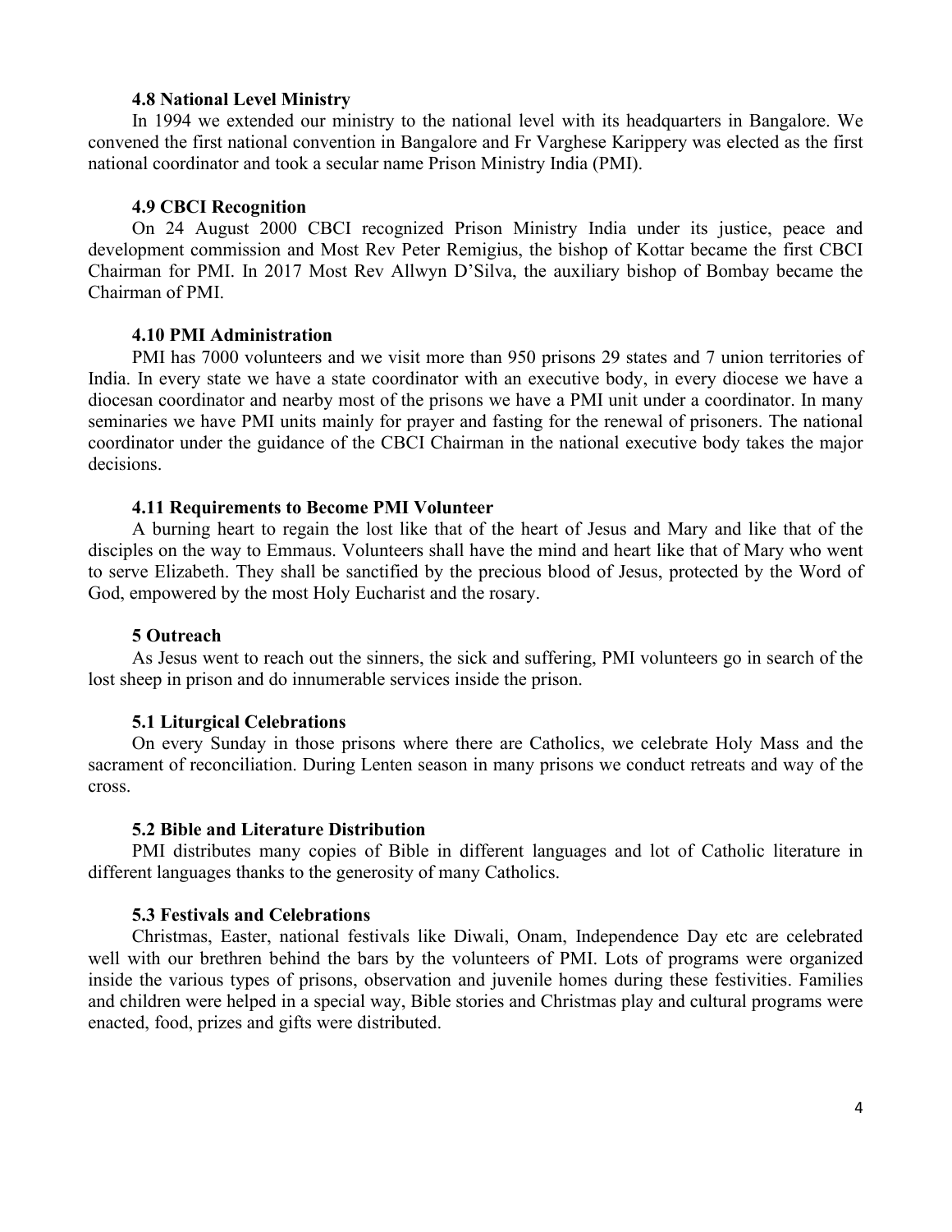#### 4.8 National Level Ministry

In 1994 we extended our ministry to the national level with its headquarters in Bangalore. We convened the first national convention in Bangalore and Fr Varghese Karippery was elected as the first national coordinator and took a secular name Prison Ministry India (PMI).

#### 4.9 CBCI Recognition

On 24 August 2000 CBCI recognized Prison Ministry India under its justice, peace and development commission and Most Rev Peter Remigius, the bishop of Kottar became the first CBCI Chairman for PMI. In 2017 Most Rev Allwyn D'Silva, the auxiliary bishop of Bombay became the Chairman of PMI.

#### 4.10 PMI Administration

PMI has 7000 volunteers and we visit more than 950 prisons 29 states and 7 union territories of India. In every state we have a state coordinator with an executive body, in every diocese we have a diocesan coordinator and nearby most of the prisons we have a PMI unit under a coordinator. In many seminaries we have PMI units mainly for prayer and fasting for the renewal of prisoners. The national coordinator under the guidance of the CBCI Chairman in the national executive body takes the major decisions.

#### 4.11 Requirements to Become PMI Volunteer

A burning heart to regain the lost like that of the heart of Jesus and Mary and like that of the disciples on the way to Emmaus. Volunteers shall have the mind and heart like that of Mary who went to serve Elizabeth. They shall be sanctified by the precious blood of Jesus, protected by the Word of God, empowered by the most Holy Eucharist and the rosary.

### 5 Outreach

As Jesus went to reach out the sinners, the sick and suffering, PMI volunteers go in search of the lost sheep in prison and do innumerable services inside the prison.

#### 5.1 Liturgical Celebrations

On every Sunday in those prisons where there are Catholics, we celebrate Holy Mass and the sacrament of reconciliation. During Lenten season in many prisons we conduct retreats and way of the cross.

#### 5.2 Bible and Literature Distribution

PMI distributes many copies of Bible in different languages and lot of Catholic literature in different languages thanks to the generosity of many Catholics.

#### 5.3 Festivals and Celebrations

Christmas, Easter, national festivals like Diwali, Onam, Independence Day etc are celebrated well with our brethren behind the bars by the volunteers of PMI. Lots of programs were organized inside the various types of prisons, observation and juvenile homes during these festivities. Families and children were helped in a special way, Bible stories and Christmas play and cultural programs were enacted, food, prizes and gifts were distributed.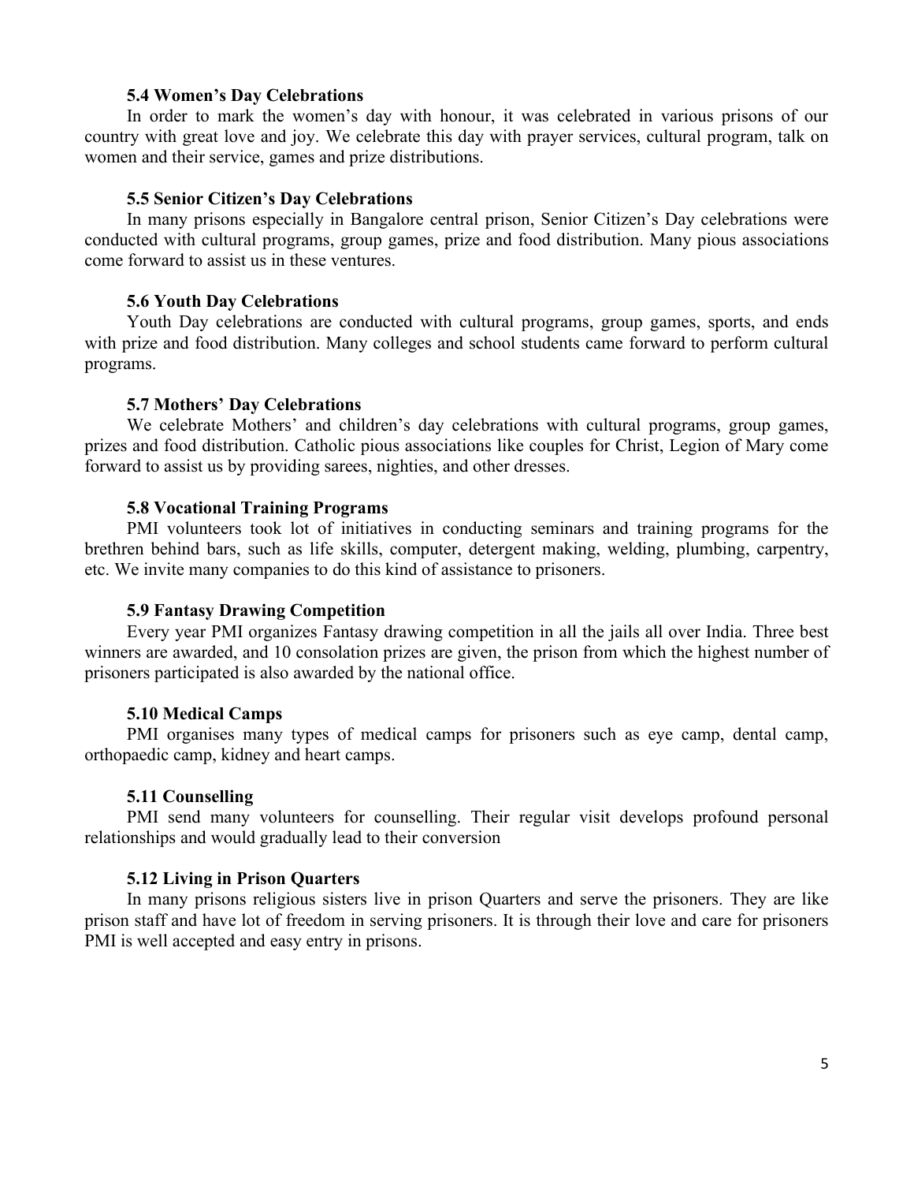### 5.4 Women's Day Celebrations

In order to mark the women's day with honour, it was celebrated in various prisons of our country with great love and joy. We celebrate this day with prayer services, cultural program, talk on women and their service, games and prize distributions.

### 5.5 Senior Citizen's Day Celebrations

In many prisons especially in Bangalore central prison, Senior Citizen's Day celebrations were conducted with cultural programs, group games, prize and food distribution. Many pious associations come forward to assist us in these ventures.

### 5.6 Youth Day Celebrations

Youth Day celebrations are conducted with cultural programs, group games, sports, and ends with prize and food distribution. Many colleges and school students came forward to perform cultural programs.

### 5.7 Mothers' Day Celebrations

We celebrate Mothers' and children's day celebrations with cultural programs, group games, prizes and food distribution. Catholic pious associations like couples for Christ, Legion of Mary come forward to assist us by providing sarees, nighties, and other dresses.

### 5.8 Vocational Training Programs

PMI volunteers took lot of initiatives in conducting seminars and training programs for the brethren behind bars, such as life skills, computer, detergent making, welding, plumbing, carpentry, etc. We invite many companies to do this kind of assistance to prisoners.

### 5.9 Fantasy Drawing Competition

Every year PMI organizes Fantasy drawing competition in all the jails all over India. Three best winners are awarded, and 10 consolation prizes are given, the prison from which the highest number of prisoners participated is also awarded by the national office.

### 5.10 Medical Camps

PMI organises many types of medical camps for prisoners such as eye camp, dental camp, orthopaedic camp, kidney and heart camps.

### 5.11 Counselling

PMI send many volunteers for counselling. Their regular visit develops profound personal relationships and would gradually lead to their conversion

### 5.12 Living in Prison Quarters

In many prisons religious sisters live in prison Quarters and serve the prisoners. They are like prison staff and have lot of freedom in serving prisoners. It is through their love and care for prisoners PMI is well accepted and easy entry in prisons.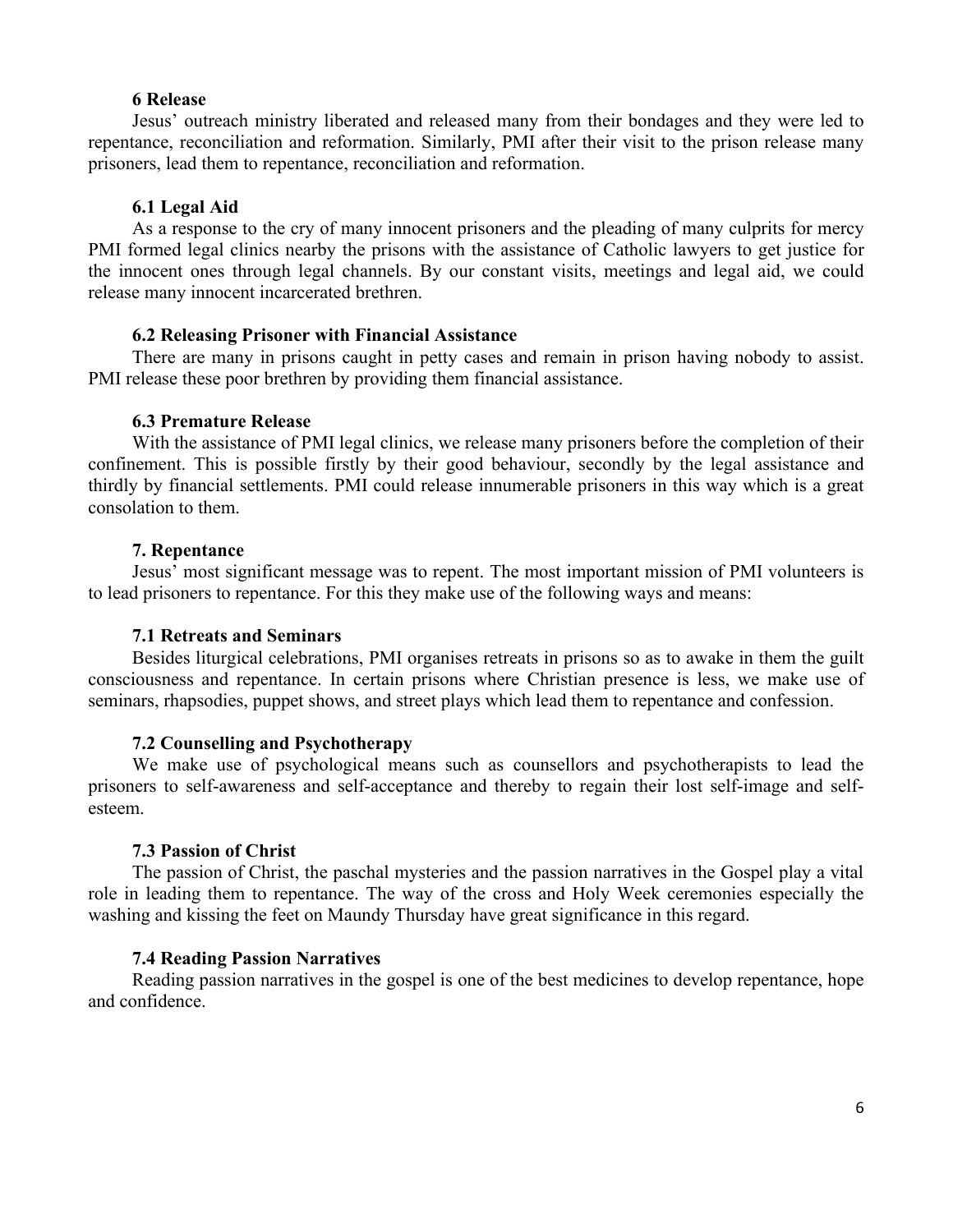### 6 Release

Jesus' outreach ministry liberated and released many from their bondages and they were led to repentance, reconciliation and reformation. Similarly, PMI after their visit to the prison release many prisoners, lead them to repentance, reconciliation and reformation.

#### 6.1 Legal Aid

As a response to the cry of many innocent prisoners and the pleading of many culprits for mercy PMI formed legal clinics nearby the prisons with the assistance of Catholic lawyers to get justice for the innocent ones through legal channels. By our constant visits, meetings and legal aid, we could release many innocent incarcerated brethren.

#### 6.2 Releasing Prisoner with Financial Assistance

There are many in prisons caught in petty cases and remain in prison having nobody to assist. PMI release these poor brethren by providing them financial assistance.

#### 6.3 Premature Release

With the assistance of PMI legal clinics, we release many prisoners before the completion of their confinement. This is possible firstly by their good behaviour, secondly by the legal assistance and thirdly by financial settlements. PMI could release innumerable prisoners in this way which is a great consolation to them.

### 7. Repentance

Jesus' most significant message was to repent. The most important mission of PMI volunteers is to lead prisoners to repentance. For this they make use of the following ways and means:

#### 7.1 Retreats and Seminars

Besides liturgical celebrations, PMI organises retreats in prisons so as to awake in them the guilt consciousness and repentance. In certain prisons where Christian presence is less, we make use of seminars, rhapsodies, puppet shows, and street plays which lead them to repentance and confession.

#### 7.2 Counselling and Psychotherapy

We make use of psychological means such as counsellors and psychotherapists to lead the prisoners to self-awareness and self-acceptance and thereby to regain their lost self-image and self-esteem.

#### 7.3 Passion of Christ

The passion of Christ, the paschal mysteries and the passion narratives in the Gospel play a vital role in leading them to repentance. The way of the cross and Holy Week ceremonies especially the washing and kissing the feet on Maundy Thursday have great significance in this regard.

#### 7.4 Reading Passion Narratives

Reading passion narratives in the gospel is one of the best medicines to develop repentance, hope and confidence.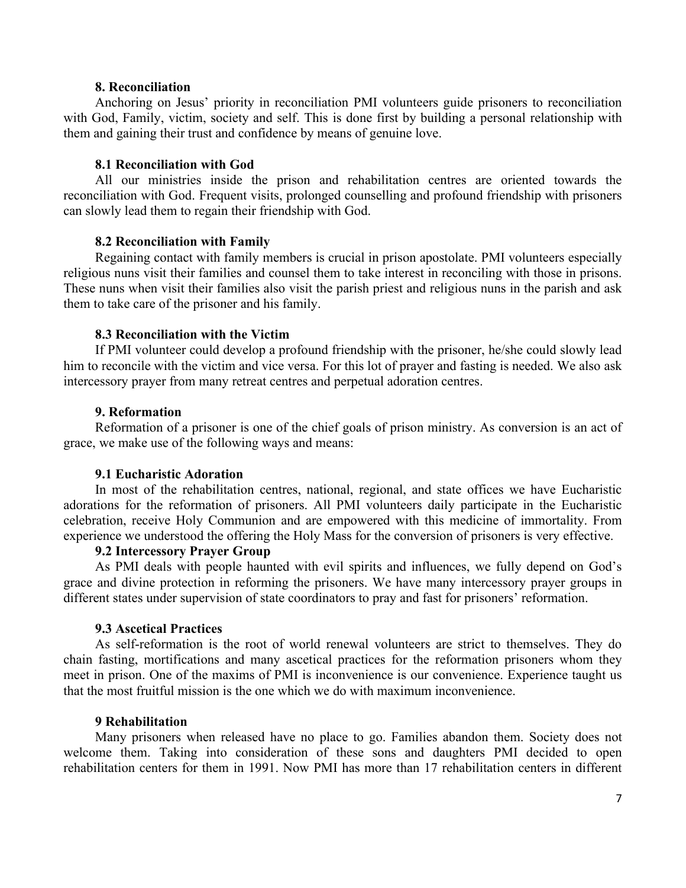### 8. Reconciliation

Anchoring on Jesus' priority in reconciliation PMI volunteers guide prisoners to reconciliation with God, Family, victim, society and self. This is done first by building a personal relationship with them and gaining their trust and confidence by means of genuine love.

#### 8.1 Reconciliation with God

All our ministries inside the prison and rehabilitation centres are oriented towards the reconciliation with God. Frequent visits, prolonged counselling and profound friendship with prisoners can slowly lead them to regain their friendship with God.

#### 8.2 Reconciliation with Family

Regaining contact with family members is crucial in prison apostolate. PMI volunteers especially religious nuns visit their families and counsel them to take interest in reconciling with those in prisons. These nuns when visit their families also visit the parish priest and religious nuns in the parish and ask them to take care of the prisoner and his family.

#### 8.3 Reconciliation with the Victim

If PMI volunteer could develop a profound friendship with the prisoner, he/she could slowly lead him to reconcile with the victim and vice versa. For this lot of prayer and fasting is needed. We also ask intercessory prayer from many retreat centres and perpetual adoration centres.

### 9. Reformation

Reformation of a prisoner is one of the chief goals of prison ministry. As conversion is an act of grace, we make use of the following ways and means:

#### 9.1 Eucharistic Adoration

In most of the rehabilitation centres, national, regional, and state offices we have Eucharistic adorations for the reformation of prisoners. All PMI volunteers daily participate in the Eucharistic celebration, receive Holy Communion and are empowered with this medicine of immortality. From experience we understood the offering the Holy Mass for the conversion of prisoners is very effective.

#### 9.2 Intercessory Prayer Group

As PMI deals with people haunted with evil spirits and influences, we fully depend on God's grace and divine protection in reforming the prisoners. We have many intercessory prayer groups in different states under supervision of state coordinators to pray and fast for prisoners' reformation.

#### 9.3 Ascetical Practices

As self-reformation is the root of world renewal volunteers are strict to themselves. They do chain fasting, mortifications and many ascetical practices for the reformation prisoners whom they meet in prison. One of the maxims of PMI is inconvenience is our convenience. Experience taught us that the most fruitful mission is the one which we do with maximum inconvenience.

### 9 Rehabilitation

Many prisoners when released have no place to go. Families abandon them. Society does not welcome them. Taking into consideration of these sons and daughters PMI decided to open rehabilitation centers for them in 1991. Now PMI has more than 17 rehabilitation centers in different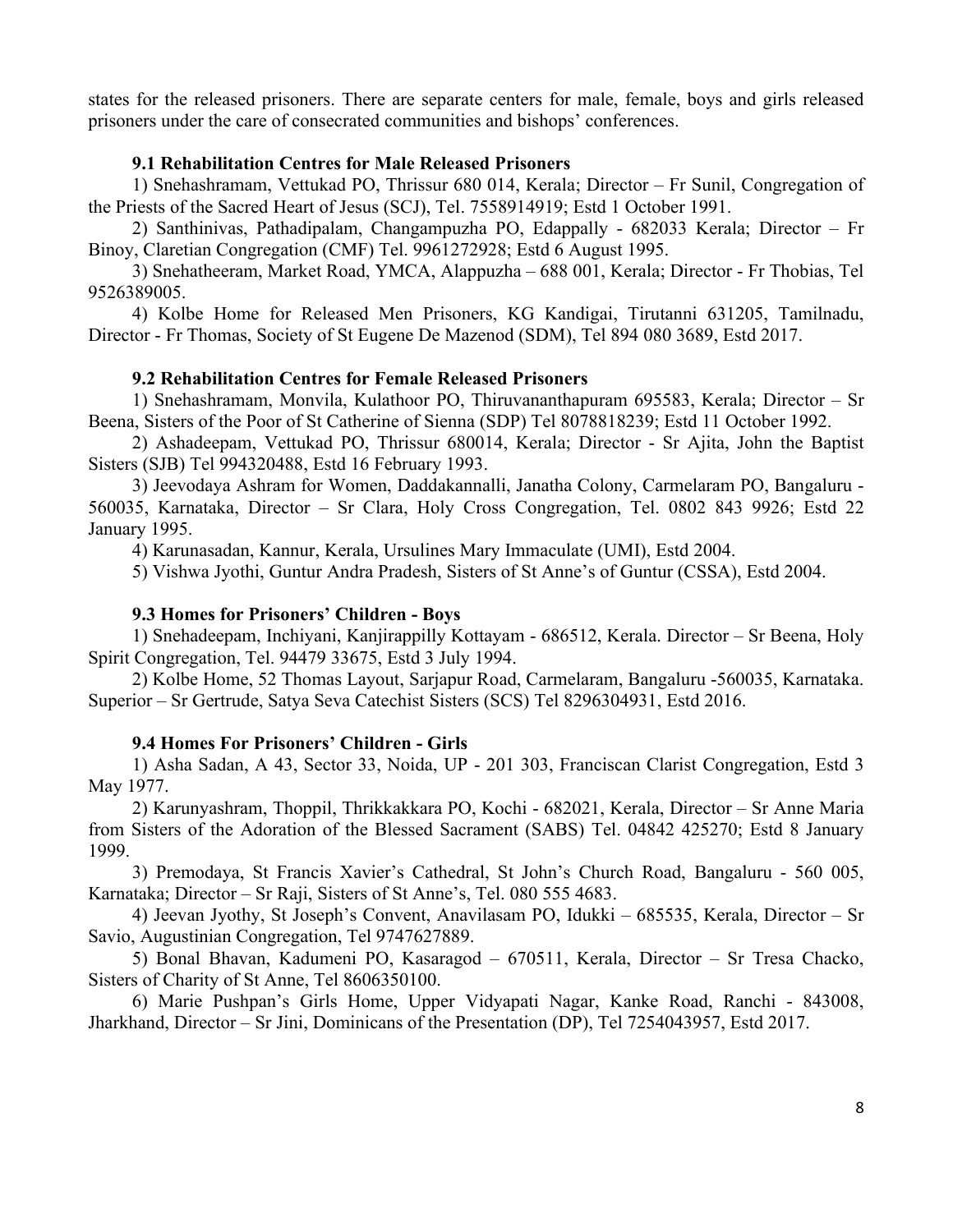states for the released prisoners. There are separate centers for male, female, boys and girls released prisoners under the care of consecrated communities and bishops' conferences.

### 9.1 Rehabilitation Centres for Male Released Prisoners

1) Snehashramam, Vettukad PO, Thrissur 680 014, Kerala; Director – Fr Sunil, Congregation of the Priests of the Sacred Heart of Jesus (SCJ), Tel. 7558914919; Estd 1 October 1991.

2) Santhinivas, Pathadipalam, Changampuzha PO, Edappally - 682033 Kerala; Director – Fr Binoy, Claretian Congregation (CMF) Tel. 9961272928; Estd 6 August 1995.

3) Snehatheeram, Market Road, YMCA, Alappuzha – 688 001, Kerala; Director - Fr Thobias, Tel 9526389005.

4) Kolbe Home for Released Men Prisoners, KG Kandigai, Tirutanni 631205, Tamilnadu, Director - Fr Thomas, Society of St Eugene De Mazenod (SDM), Tel 894 080 3689, Estd 2017.

### 9.2 Rehabilitation Centres for Female Released Prisoners

1) Snehashramam, Monvila, Kulathoor PO, Thiruvananthapuram 695583, Kerala; Director – Sr Beena, Sisters of the Poor of St Catherine of Sienna (SDP) Tel 8078818239; Estd 11 October 1992.

2) Ashadeepam, Vettukad PO, Thrissur 680014, Kerala; Director - Sr Ajita, John the Baptist Sisters (SJB) Tel 994320488, Estd 16 February 1993.

3) Jeevodaya Ashram for Women, Daddakannalli, Janatha Colony, Carmelaram PO, Bangaluru - 560035, Karnataka, Director – Sr Clara, Holy Cross Congregation, Tel. 0802 843 9926; Estd 22 January 1995.

4) Karunasadan, Kannur, Kerala, Ursulines Mary Immaculate (UMI), Estd 2004.

5) Vishwa Jyothi, Guntur Andra Pradesh, Sisters of St Anne's of Guntur (CSSA), Estd 2004.

### 9.3 Homes for Prisoners' Children - Boys

1) Snehadeepam, Inchiyani, Kanjirappilly Kottayam - 686512, Kerala. Director – Sr Beena, Holy Spirit Congregation, Tel. 94479 33675, Estd 3 July 1994.

2) Kolbe Home, 52 Thomas Layout, Sarjapur Road, Carmelaram, Bangaluru -560035, Karnataka. Superior – Sr Gertrude, Satya Seva Catechist Sisters (SCS) Tel 8296304931, Estd 2016.

### 9.4 Homes For Prisoners' Children - Girls

1) Asha Sadan, A 43, Sector 33, Noida, UP - 201 303, Franciscan Clarist Congregation, Estd 3 May 1977.

2) Karunyashram, Thoppil, Thrikkakkara PO, Kochi - 682021, Kerala, Director – Sr Anne Maria from Sisters of the Adoration of the Blessed Sacrament (SABS) Tel. 04842 425270; Estd 8 January 1999.

3) Premodaya, St Francis Xavier's Cathedral, St John's Church Road, Bangaluru - 560 005, Karnataka; Director – Sr Raji, Sisters of St Anne's, Tel. 080 555 4683.

4) Jeevan Jyothy, St Joseph's Convent, Anavilasam PO, Idukki – 685535, Kerala, Director – Sr Savio, Augustinian Congregation, Tel 9747627889.

5) Bonal Bhavan, Kadumeni PO, Kasaragod – 670511, Kerala, Director – Sr Tresa Chacko, Sisters of Charity of St Anne, Tel 8606350100.

6) Marie Pushpan's Girls Home, Upper Vidyapati Nagar, Kanke Road, Ranchi - 843008, Jharkhand, Director – Sr Jini, Dominicans of the Presentation (DP), Tel 7254043957, Estd 2017.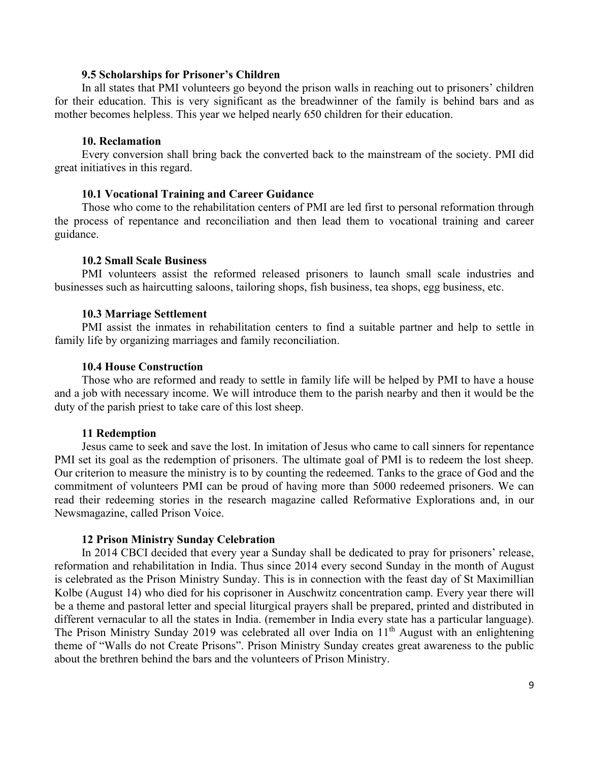### 9.5 Scholarships for Prisoner's Children

In all states that PMI volunteers go beyond the prison walls in reaching out to prisoners' children for their education. This is very significant as the breadwinner of the family is behind bars and as mother becomes helpless. This year we helped nearly 650 children for their education.

### 10. Reclamation

Every conversion shall bring back the converted back to the mainstream of the society. PMI did great initiatives in this regard.

### 10.1 Vocational Training and Career Guidance

Those who come to the rehabilitation centers of PMI are led first to personal reformation through the process of repentance and reconciliation and then lead them to vocational training and career guidance.

### 10.2 Small Scale Business

PMI volunteers assist the reformed released prisoners to launch small scale industries and businesses such as haircutting saloons, tailoring shops, fish business, tea shops, egg business, etc.

### 10.3 Marriage Settlement

PMI assist the inmates in rehabilitation centers to find a suitable partner and help to settle in family life by organizing marriages and family reconciliation.

### 10.4 House Construction

Those who are reformed and ready to settle in family life will be helped by PMI to have a house and a job with necessary income. We will introduce them to the parish nearby and then it would be the duty of the parish priest to take care of this lost sheep.

### 11 Redemption

Jesus came to seek and save the lost. In imitation of Jesus who came to call sinners for repentance PMI set its goal as the redemption of prisoners. The ultimate goal of PMI is to redeem the lost sheep. Our criterion to measure the ministry is to by counting the redeemed. Tanks to the grace of God and the commitment of volunteers PMI can be proud of having more than 5000 redeemed prisoners. We can read their redeeming stories in the research magazine called Reformative Explorations and, in our Newsmagazine, called Prison Voice.

### 12 Prison Ministry Sunday Celebration

In 2014 CBCI decided that every year a Sunday shall be dedicated to pray for prisoners' release, reformation and rehabilitation in India. Thus since 2014 every second Sunday in the month of August is celebrated as the Prison Ministry Sunday. This is in connection with the feast day of St Maximillian Kolbe (August 14) who died for his coprisoner in Auschwitz concentration camp. Every year there will be a theme and pastoral letter and special liturgical prayers shall be prepared, printed and distributed in different vernacular to all the states in India. (remember in India every state has a particular language). The Prison Ministry Sunday 2019 was celebrated all over India on 11th August with an enlightening theme of "Walls do not Create Prisons". Prison Ministry Sunday creates great awareness to the public about the brethren behind the bars and the volunteers of Prison Ministry.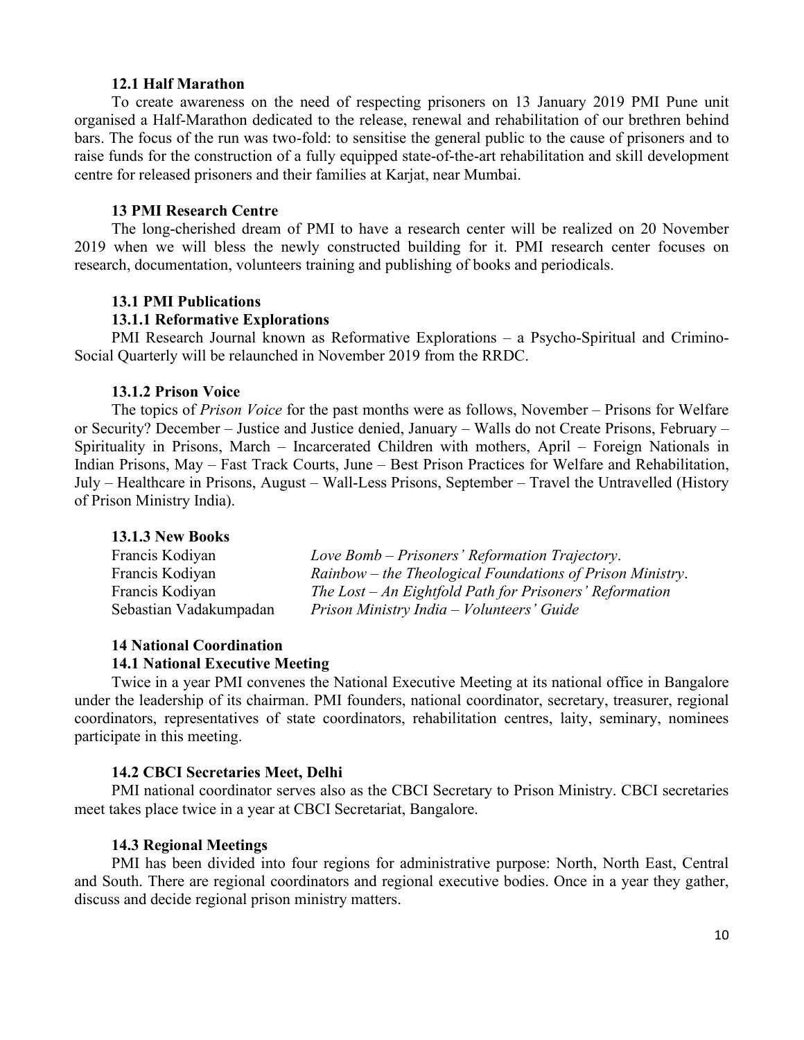### 12.1 Half Marathon

To create awareness on the need of respecting prisoners on 13 January 2019 PMI Pune unit organised a Half-Marathon dedicated to the release, renewal and rehabilitation of our brethren behind bars. The focus of the run was two-fold: to sensitise the general public to the cause of prisoners and to raise funds for the construction of a fully equipped state-of-the-art rehabilitation and skill development centre for released prisoners and their families at Karjat, near Mumbai.

## 13 PMI Research Centre

The long-cherished dream of PMI to have a research center will be realized on 20 November 2019 when we will bless the newly constructed building for it. PMI research center focuses on research, documentation, volunteers training and publishing of books and periodicals.

### 13.1 PMI Publications

#### 13.1.1 Reformative Explorations

PMI Research Journal known as Reformative Explorations – a Psycho-Spiritual and Crimino-Social Quarterly will be relaunched in November 2019 from the RRDC.

#### 13.1.2 Prison Voice

The topics of *Prison Voice* for the past months were as follows, November – Prisons for Welfare or Security? December – Justice and Justice denied, January – Walls do not Create Prisons, February – Spirituality in Prisons, March – Incarcerated Children with mothers, April – Foreign Nationals in Indian Prisons, May – Fast Track Courts, June – Best Prison Practices for Welfare and Rehabilitation, July – Healthcare in Prisons, August – Wall-Less Prisons, September – Travel the Untravelled (History of Prison Ministry India).

#### 13.1.3 New Books

| | |
|---|---|
| Francis Kodiyan | *Love Bomb – Prisoners' Reformation Trajectory*. |
| Francis Kodiyan | *Rainbow – the Theological Foundations of Prison Ministry*. |
| Francis Kodiyan | *The Lost – An Eightfold Path for Prisoners' Reformation* |
| Sebastian Vadakumpadan | *Prison Ministry India – Volunteers' Guide* |

## 14 National Coordination

### 14.1 National Executive Meeting

Twice in a year PMI convenes the National Executive Meeting at its national office in Bangalore under the leadership of its chairman. PMI founders, national coordinator, secretary, treasurer, regional coordinators, representatives of state coordinators, rehabilitation centres, laity, seminary, nominees participate in this meeting.

### 14.2 CBCI Secretaries Meet, Delhi

PMI national coordinator serves also as the CBCI Secretary to Prison Ministry. CBCI secretaries meet takes place twice in a year at CBCI Secretariat, Bangalore.

### 14.3 Regional Meetings

PMI has been divided into four regions for administrative purpose: North, North East, Central and South. There are regional coordinators and regional executive bodies. Once in a year they gather, discuss and decide regional prison ministry matters.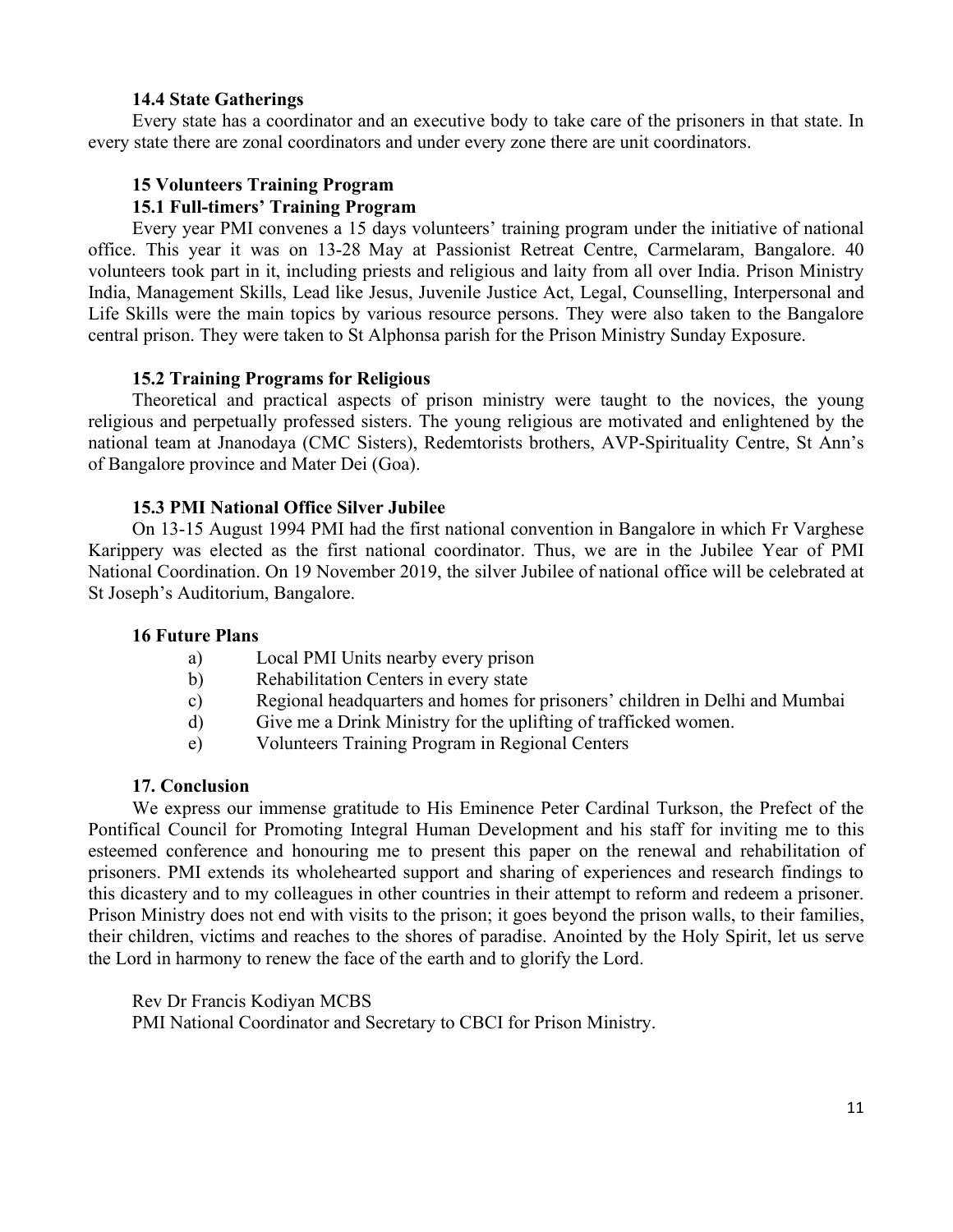### 14.4 State Gatherings

Every state has a coordinator and an executive body to take care of the prisoners in that state. In every state there are zonal coordinators and under every zone there are unit coordinators.

## 15 Volunteers Training Program

### 15.1 Full-timers' Training Program

Every year PMI convenes a 15 days volunteers' training program under the initiative of national office. This year it was on 13-28 May at Passionist Retreat Centre, Carmelaram, Bangalore. 40 volunteers took part in it, including priests and religious and laity from all over India. Prison Ministry India, Management Skills, Lead like Jesus, Juvenile Justice Act, Legal, Counselling, Interpersonal and Life Skills were the main topics by various resource persons. They were also taken to the Bangalore central prison. They were taken to St Alphonsa parish for the Prison Ministry Sunday Exposure.

### 15.2 Training Programs for Religious

Theoretical and practical aspects of prison ministry were taught to the novices, the young religious and perpetually professed sisters. The young religious are motivated and enlightened by the national team at Jnanodaya (CMC Sisters), Redemtorists brothers, AVP-Spirituality Centre, St Ann's of Bangalore province and Mater Dei (Goa).

### 15.3 PMI National Office Silver Jubilee

On 13-15 August 1994 PMI had the first national convention in Bangalore in which Fr Varghese Karippery was elected as the first national coordinator. Thus, we are in the Jubilee Year of PMI National Coordination. On 19 November 2019, the silver Jubilee of national office will be celebrated at St Joseph's Auditorium, Bangalore.

## 16 Future Plans

a) Local PMI Units nearby every prison
b) Rehabilitation Centers in every state
c) Regional headquarters and homes for prisoners' children in Delhi and Mumbai
d) Give me a Drink Ministry for the uplifting of trafficked women.
e) Volunteers Training Program in Regional Centers

## 17. Conclusion

We express our immense gratitude to His Eminence Peter Cardinal Turkson, the Prefect of the Pontifical Council for Promoting Integral Human Development and his staff for inviting me to this esteemed conference and honouring me to present this paper on the renewal and rehabilitation of prisoners. PMI extends its wholehearted support and sharing of experiences and research findings to this dicastery and to my colleagues in other countries in their attempt to reform and redeem a prisoner. Prison Ministry does not end with visits to the prison; it goes beyond the prison walls, to their families, their children, victims and reaches to the shores of paradise. Anointed by the Holy Spirit, let us serve the Lord in harmony to renew the face of the earth and to glorify the Lord.

Rev Dr Francis Kodiyan MCBS
PMI National Coordinator and Secretary to CBCI for Prison Ministry.